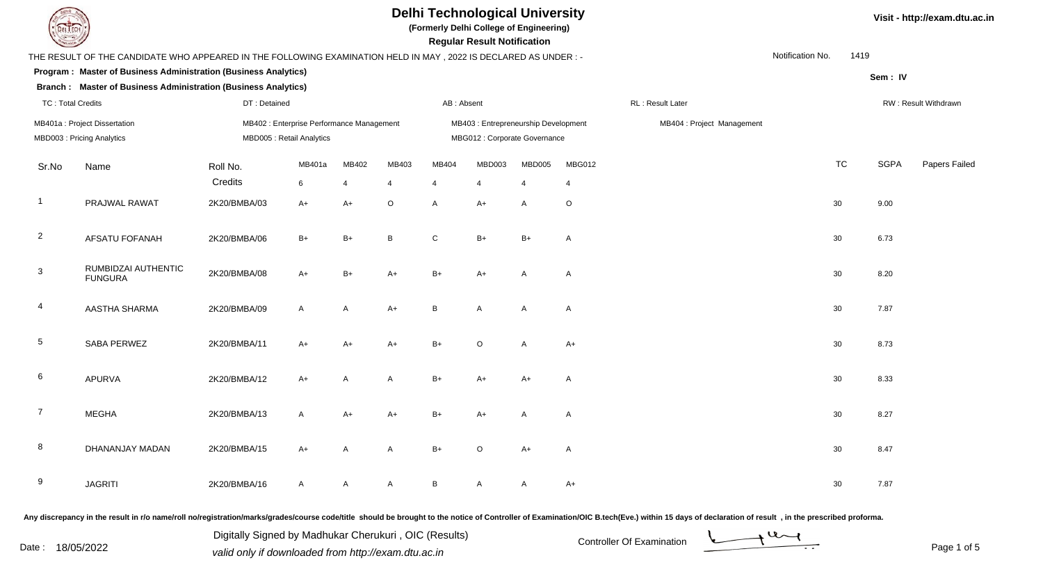# Delhi Technological University

**(Formerly Delhi College of Engineering)**

**Regular Result Notification**

Visit - http://exam.dtu.ac.in

THE RESULT OF THE CANDIDATE WHO APPEARED IN THE FOLLOWING EXAMINATION HELD IN MAY , 2022 IS DECLARED AS UNDER : -

Notification No. 1419

**Program : Master of Business Administration (Business Analytics)**

**Sem : IV**

**Branch : Master of Business Administration (Business Analytics)**

TC : Total Credits | DT : Detained | AB : Absent | RL : Result Later | RW : Result Withdrawn

MB401a : Project Dissertation | MB402 : Enterprise Performance Management | MB403 : Entrepreneurship Development | MB404 : Project Management
MBD003 : Pricing Analytics | MBD005 : Retail Analytics | MBG012 : Corporate Governance

| Sr.No | Name | Roll No. | MB401a | MB402 | MB403 | MB404 | MBD003 | MBD005 | MBG012 | TC | SGPA | Papers Failed |
|---|---|---|---|---|---|---|---|---|---|---|---|---|
| | | Credits | 6 | 4 | 4 | 4 | 4 | 4 | 4 | | | |
| 1 | PRAJWAL RAWAT | 2K20/BMBA/03 | A+ | A+ | O | A | A+ | A | O | 30 | 9.00 | |
| 2 | AFSATU FOFANAH | 2K20/BMBA/06 | B+ | B+ | B | C | B+ | B+ | A | 30 | 6.73 | |
| 3 | RUMBIDZAI AUTHENTIC FUNGURA | 2K20/BMBA/08 | A+ | B+ | A+ | B+ | A+ | A | A | 30 | 8.20 | |
| 4 | AASTHA SHARMA | 2K20/BMBA/09 | A | A | A+ | B | A | A | A | 30 | 7.87 | |
| 5 | SABA PERWEZ | 2K20/BMBA/11 | A+ | A+ | A+ | B+ | O | A | A+ | 30 | 8.73 | |
| 6 | APURVA | 2K20/BMBA/12 | A+ | A | A | B+ | A+ | A+ | A | 30 | 8.33 | |
| 7 | MEGHA | 2K20/BMBA/13 | A | A+ | A+ | B+ | A+ | A | A | 30 | 8.27 | |
| 8 | DHANANJAY MADAN | 2K20/BMBA/15 | A+ | A | A | B+ | O | A+ | A | 30 | 8.47 | |
| 9 | JAGRITI | 2K20/BMBA/16 | A | A | A | B | A | A | A+ | 30 | 7.87 | |

Any discrepancy in the result in r/o name/roll no/registration/marks/grades/course code/title should be brought to the notice of Controller of Examination/OIC B.tech(Eve.) within 15 days of declaration of result , in the prescribed proforma.

Date : 18/05/2022

Digitally Signed by Madhukar Cherukuri , OIC (Results)
*valid only if downloaded from http://exam.dtu.ac.in*

Controller Of Examination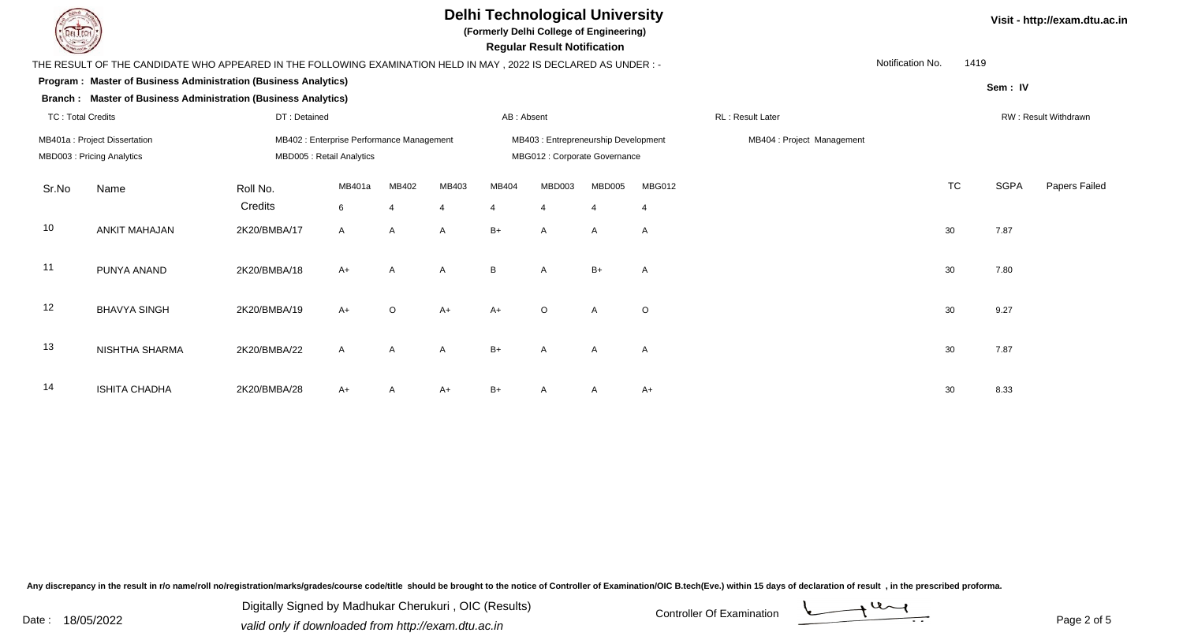# Delhi Technological University

**(Formerly Delhi College of Engineering)**

**Regular Result Notification**

Visit - http://exam.dtu.ac.in

THE RESULT OF THE CANDIDATE WHO APPEARED IN THE FOLLOWING EXAMINATION HELD IN MAY , 2022 IS DECLARED AS UNDER : -

Notification No. 1419

**Program : Master of Business Administration (Business Analytics)**

**Branch : Master of Business Administration (Business Analytics)**

**Sem : IV**

TC : Total Credits | DT : Detained | AB : Absent | RL : Result Later | RW : Result Withdrawn

MB401a : Project Dissertation | MB402 : Enterprise Performance Management | MB403 : Entrepreneurship Development | MB404 : Project Management

MBD003 : Pricing Analytics | MBD005 : Retail Analytics | MBG012 : Corporate Governance

| Sr.No | Name | Roll No. | MB401a | MB402 | MB403 | MB404 | MBD003 | MBD005 | MBG012 | TC | SGPA | Papers Failed |
|---|---|---|---|---|---|---|---|---|---|---|---|---|
| | | Credits | 6 | 4 | 4 | 4 | 4 | 4 | 4 | | | |
| 10 | ANKIT MAHAJAN | 2K20/BMBA/17 | A | A | A | B+ | A | A | A | 30 | 7.87 | |
| 11 | PUNYA ANAND | 2K20/BMBA/18 | A+ | A | A | B | A | B+ | A | 30 | 7.80 | |
| 12 | BHAVYA SINGH | 2K20/BMBA/19 | A+ | O | A+ | A+ | O | A | O | 30 | 9.27 | |
| 13 | NISHTHA SHARMA | 2K20/BMBA/22 | A | A | A | B+ | A | A | A | 30 | 7.87 | |
| 14 | ISHITA CHADHA | 2K20/BMBA/28 | A+ | A | A+ | B+ | A | A | A+ | 30 | 8.33 | |

Any discrepancy in the result in r/o name/roll no/registration/marks/grades/course code/title should be brought to the notice of Controller of Examination/OIC B.tech(Eve.) within 15 days of declaration of result , in the prescribed proforma.

Date : 18/05/2022

Digitally Signed by Madhukar Cherukuri , OIC (Results)
valid only if downloaded from http://exam.dtu.ac.in

Controller Of Examination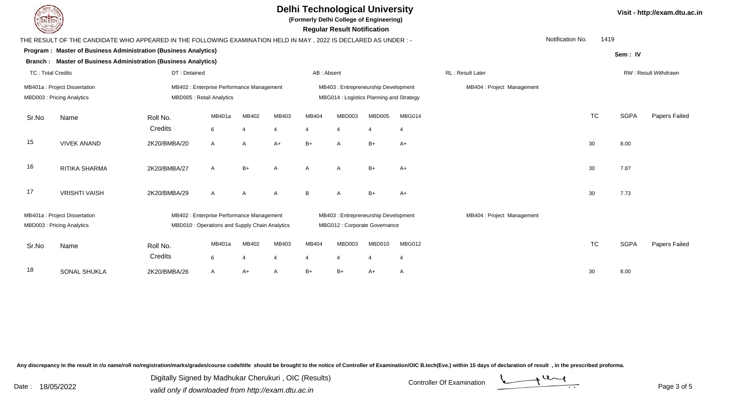# Delhi Technological University

**(Formerly Delhi College of Engineering)**

**Regular Result Notification**

Visit - http://exam.dtu.ac.in

THE RESULT OF THE CANDIDATE WHO APPEARED IN THE FOLLOWING EXAMINATION HELD IN MAY , 2022 IS DECLARED AS UNDER : -

Notification No. 1419

**Program : Master of Business Administration (Business Analytics)**

**Branch : Master of Business Administration (Business Analytics)**

Sem : IV

TC : Total Credits | DT : Detained | AB : Absent | RL : Result Later | RW : Result Withdrawn

MB401a : Project Dissertation | MB402 : Enterprise Performance Management | MB403 : Entrepreneurship Development | MB404 : Project Management
MBD003 : Pricing Analytics | MBD005 : Retail Analytics | MBG014 : Logistics Planning and Strategy

| Sr.No | Name | Roll No. | MB401a | MB402 | MB403 | MB404 | MBD003 | MBD005 | MBG014 | TC | SGPA | Papers Failed |
|---|---|---|---|---|---|---|---|---|---|---|---|---|
| | | Credits | 6 | 4 | 4 | 4 | 4 | 4 | 4 | | | |
| 15 | VIVEK ANAND | 2K20/BMBA/20 | A | A | A+ | B+ | A | B+ | A+ | 30 | 8.00 | |
| 16 | RITIKA SHARMA | 2K20/BMBA/27 | A | B+ | A | A | A | B+ | A+ | 30 | 7.87 | |
| 17 | VRISHTI VAISH | 2K20/BMBA/29 | A | A | A | B | A | B+ | A+ | 30 | 7.73 | |

MB401a : Project Dissertation | MB402 : Enterprise Performance Management | MB403 : Entrepreneurship Development | MB404 : Project Management
MBD003 : Pricing Analytics | MBD010 : Operations and Supply Chain Analytics | MBG012 : Corporate Governance

| Sr.No | Name | Roll No. | MB401a | MB402 | MB403 | MB404 | MBD003 | MBD010 | MBG012 | TC | SGPA | Papers Failed |
|---|---|---|---|---|---|---|---|---|---|---|---|---|
| | | Credits | 6 | 4 | 4 | 4 | 4 | 4 | 4 | | | |
| 18 | SONAL SHUKLA | 2K20/BMBA/26 | A | A+ | A | B+ | B+ | A+ | A | 30 | 8.00 | |

Any discrepancy in the result in r/o name/roll no/registration/marks/grades/course code/title should be brought to the notice of Controller of Examination/OIC B.tech(Eve.) within 15 days of declaration of result , in the prescribed proforma.

Date : 18/05/2022

Digitally Signed by Madhukar Cherukuri , OIC (Results)
valid only if downloaded from http://exam.dtu.ac.in

Controller Of Examination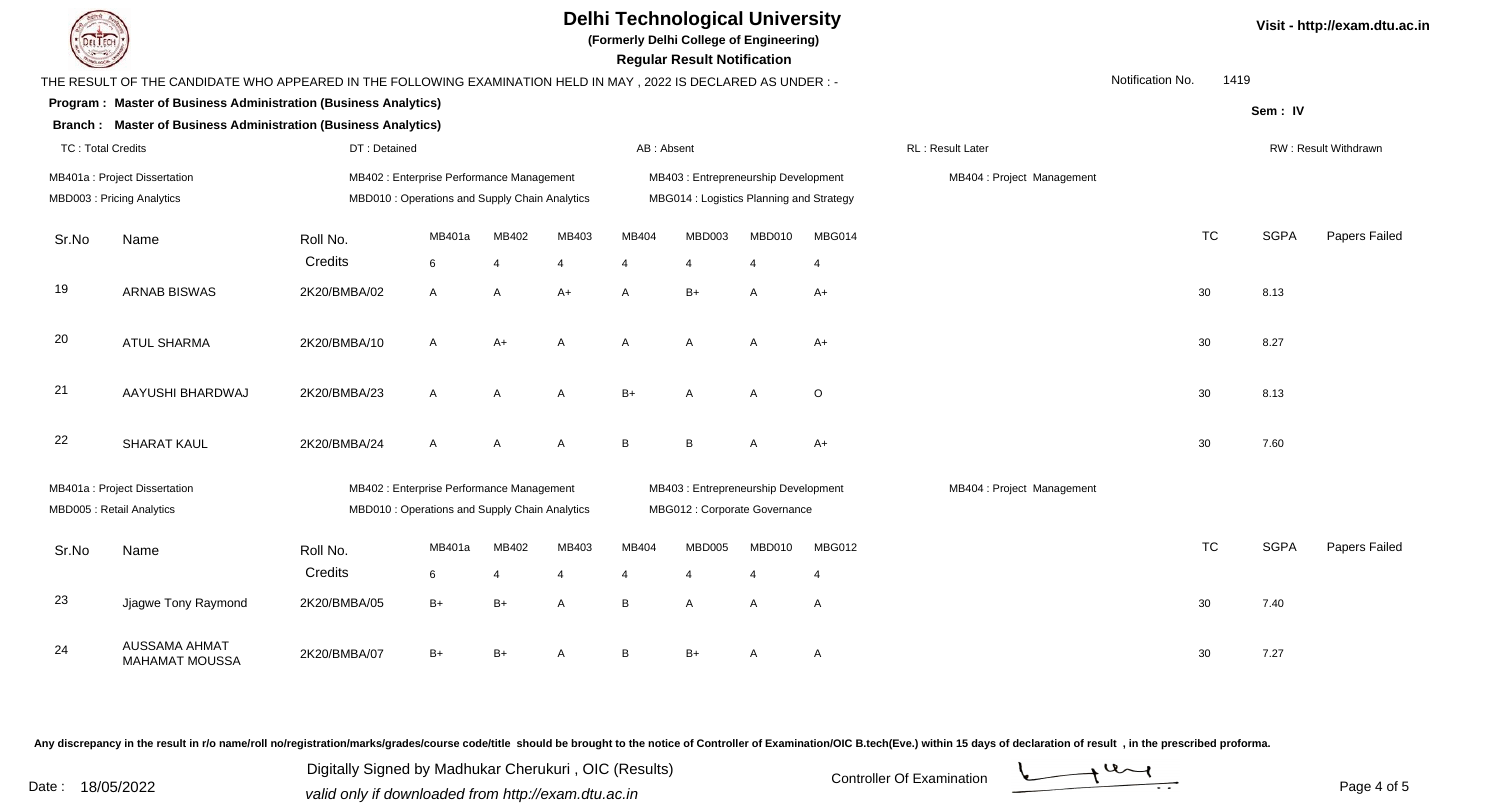# Delhi Technological University

**(Formerly Delhi College of Engineering)**

**Regular Result Notification**

Visit - http://exam.dtu.ac.in

THE RESULT OF THE CANDIDATE WHO APPEARED IN THE FOLLOWING EXAMINATION HELD IN MAY , 2022 IS DECLARED AS UNDER : -

Notification No. 1419

**Program : Master of Business Administration (Business Analytics)**

**Branch : Master of Business Administration (Business Analytics)**

Sem : IV

TC : Total Credits | DT : Detained | AB : Absent | RL : Result Later | RW : Result Withdrawn

MB401a : Project Dissertation | MB402 : Enterprise Performance Management | MB403 : Entrepreneurship Development | MB404 : Project Management | MBD003 : Pricing Analytics | MBD010 : Operations and Supply Chain Analytics | MBG014 : Logistics Planning and Strategy

| Sr.No | Name | Roll No. | MB401a | MB402 | MB403 | MB404 | MBD003 | MBD010 | MBG014 | TC | SGPA | Papers Failed |
|---|---|---|---|---|---|---|---|---|---|---|---|---|
| | | Credits | 6 | 4 | 4 | 4 | 4 | 4 | 4 | | | |
| 19 | ARNAB BISWAS | 2K20/BMBA/02 | A | A | A+ | A | B+ | A | A+ | 30 | 8.13 | |
| 20 | ATUL SHARMA | 2K20/BMBA/10 | A | A+ | A | A | A | A | A+ | 30 | 8.27 | |
| 21 | AAYUSHI BHARDWAJ | 2K20/BMBA/23 | A | A | A | B+ | A | A | O | 30 | 8.13 | |
| 22 | SHARAT KAUL | 2K20/BMBA/24 | A | A | A | B | B | A | A+ | 30 | 7.60 | |

MB401a : Project Dissertation | MB402 : Enterprise Performance Management | MB403 : Entrepreneurship Development | MB404 : Project Management | MBD005 : Retail Analytics | MBD010 : Operations and Supply Chain Analytics | MBG012 : Corporate Governance

| Sr.No | Name | Roll No. | MB401a | MB402 | MB403 | MB404 | MBD005 | MBD010 | MBG012 | TC | SGPA | Papers Failed |
|---|---|---|---|---|---|---|---|---|---|---|---|---|
| | | Credits | 6 | 4 | 4 | 4 | 4 | 4 | 4 | | | |
| 23 | Jjagwe Tony Raymond | 2K20/BMBA/05 | B+ | B+ | A | B | A | A | A | 30 | 7.40 | |
| 24 | AUSSAMA AHMAT MAHAMAT MOUSSA | 2K20/BMBA/07 | B+ | B+ | A | B | B+ | A | A | 30 | 7.27 | |

Any discrepancy in the result in r/o name/roll no/registration/marks/grades/course code/title should be brought to the notice of Controller of Examination/OIC B.tech(Eve.) within 15 days of declaration of result , in the prescribed proforma.

Date : 18/05/2022

Digitally Signed by Madhukar Cherukuri , OIC (Results)
valid only if downloaded from http://exam.dtu.ac.in

Controller Of Examination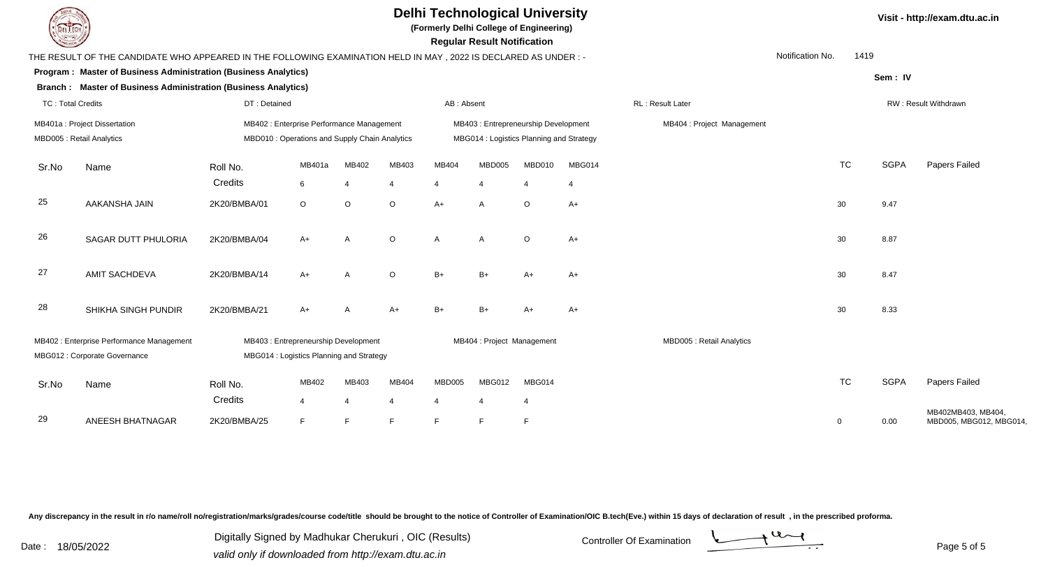# Delhi Technological University

**(Formerly Delhi College of Engineering)**

**Regular Result Notification**

Visit - http://exam.dtu.ac.in

THE RESULT OF THE CANDIDATE WHO APPEARED IN THE FOLLOWING EXAMINATION HELD IN MAY , 2022 IS DECLARED AS UNDER : -

Notification No. 1419

**Program : Master of Business Administration (Business Analytics)**

**Sem : IV**

**Branch : Master of Business Administration (Business Analytics)**

TC : Total Credits | DT : Detained | AB : Absent | RL : Result Later | RW : Result Withdrawn

MB401a : Project Dissertation
MB402 : Enterprise Performance Management
MB403 : Entrepreneurship Development
MB404 : Project Management
MBD005 : Retail Analytics
MBD010 : Operations and Supply Chain Analytics
MBG014 : Logistics Planning and Strategy

| Sr.No | Name | Roll No. | MB401a | MB402 | MB403 | MB404 | MBD005 | MBD010 | MBG014 | TC | SGPA | Papers Failed |
|---|---|---|---|---|---|---|---|---|---|---|---|---|
| | | Credits | 6 | 4 | 4 | 4 | 4 | 4 | 4 | | | |
| 25 | AAKANSHA JAIN | 2K20/BMBA/01 | O | O | O | A+ | A | O | A+ | 30 | 9.47 | |
| 26 | SAGAR DUTT PHULORIA | 2K20/BMBA/04 | A+ | A | O | A | A | O | A+ | 30 | 8.87 | |
| 27 | AMIT SACHDEVA | 2K20/BMBA/14 | A+ | A | O | B+ | B+ | A+ | A+ | 30 | 8.47 | |
| 28 | SHIKHA SINGH PUNDIR | 2K20/BMBA/21 | A+ | A | A+ | B+ | B+ | A+ | A+ | 30 | 8.33 | |

MB402 : Enterprise Performance Management
MB403 : Entrepreneurship Development
MB404 : Project Management
MBD005 : Retail Analytics
MBG012 : Corporate Governance
MBG014 : Logistics Planning and Strategy

| Sr.No | Name | Roll No. | MB402 | MB403 | MB404 | MBD005 | MBG012 | MBG014 | TC | SGPA | Papers Failed |
|---|---|---|---|---|---|---|---|---|---|---|---|
| | | Credits | 4 | 4 | 4 | 4 | 4 | 4 | | | |
| 29 | ANEESH BHATNAGAR | 2K20/BMBA/25 | F | F | F | F | F | F | 0 | 0.00 | MB402MB403, MB404, MBD005, MBG012, MBG014, |

Any discrepancy in the result in r/o name/roll no/registration/marks/grades/course code/title should be brought to the notice of Controller of Examination/OIC B.tech(Eve.) within 15 days of declaration of result , in the prescribed proforma.

Date : 18/05/2022

Digitally Signed by Madhukar Cherukuri , OIC (Results)
*valid only if downloaded from http://exam.dtu.ac.in*

Controller Of Examination